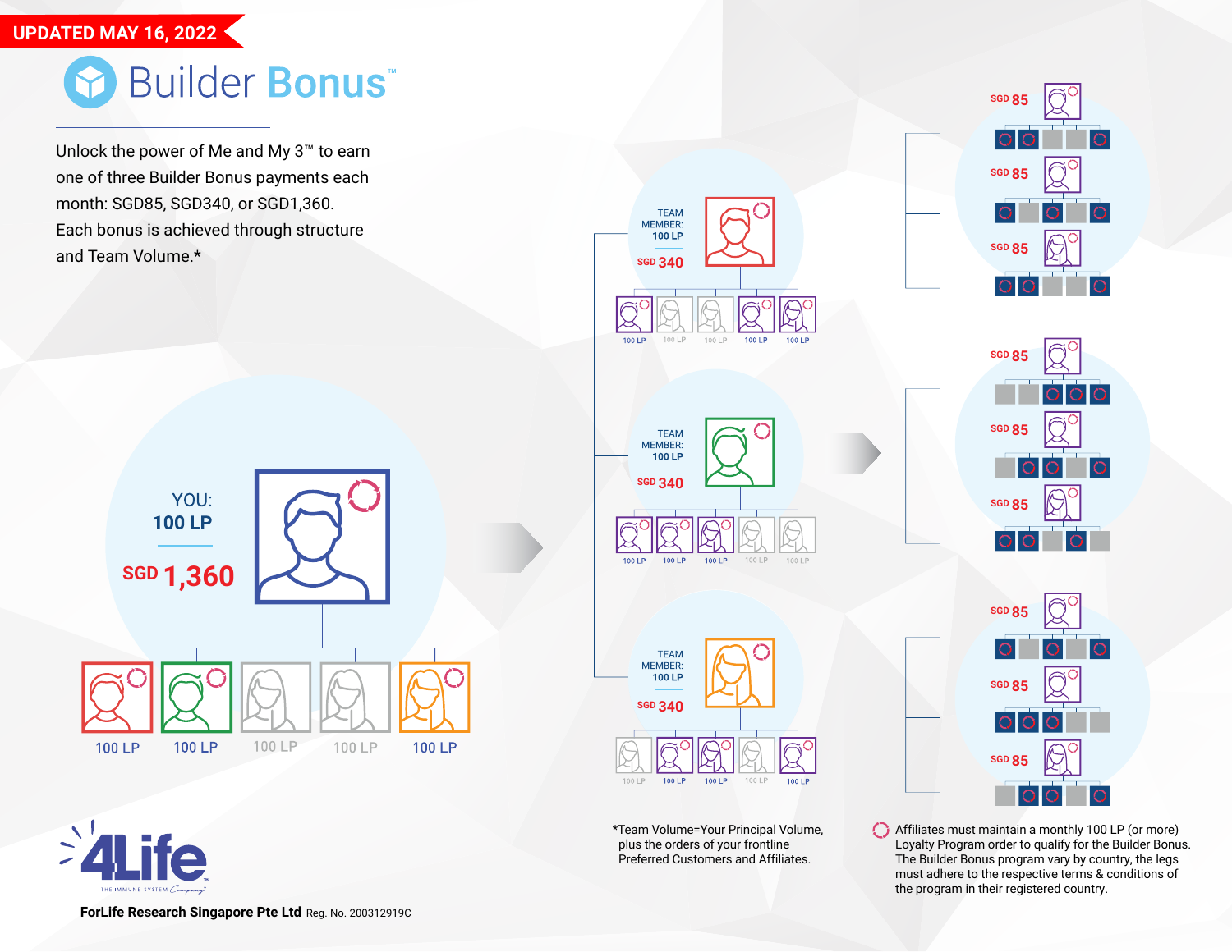UPDATED MAY 16, 2022

# Builder Bonus™

Unlock the power of Me and My 3™ to earn one of three Builder Bonus payments each month: SGD85, SGD340, or SGD1,360. Each bonus is achieved through structure and Team Volume.*

YOU: 100 LP

SGD 1,360

100 LP | 100 LP | 100 LP | 100 LP | 100 LP

TEAM MEMBER: 100 LP

SGD 340

100 LP | 100 LP | 100 LP | 100 LP | 100 LP

TEAM MEMBER: 100 LP

SGD 340

100 LP | 100 LP | 100 LP | 100 LP | 100 LP

TEAM MEMBER: 100 LP

SGD 340

100 LP | 100 LP | 100 LP | 100 LP | 100 LP

SGD 85

SGD 85

SGD 85

SGD 85

SGD 85

SGD 85

SGD 85

SGD 85

SGD 85

*Team Volume=Your Principal Volume, plus the orders of your frontline Preferred Customers and Affiliates.

Affiliates must maintain a monthly 100 LP (or more) Loyalty Program order to qualify for the Builder Bonus. The Builder Bonus program vary by country, the legs must adhere to the respective terms & conditions of the program in their registered country.

4Life THE IMMUNE SYSTEM Company

**ForLife Research Singapore Pte Ltd** Reg. No. 200312919C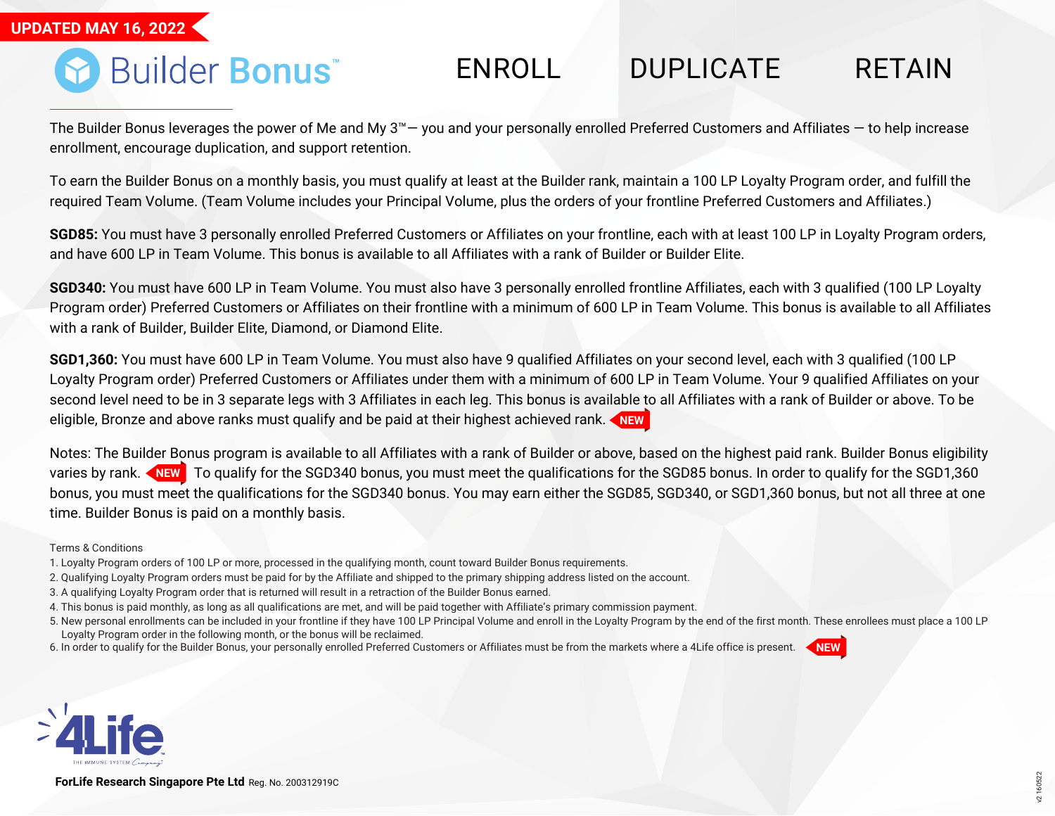UPDATED MAY 16, 2022

# Builder Bonus™

ENROLL DUPLICATE RETAIN

The Builder Bonus leverages the power of Me and My 3™— you and your personally enrolled Preferred Customers and Affiliates — to help increase enrollment, encourage duplication, and support retention.

To earn the Builder Bonus on a monthly basis, you must qualify at least at the Builder rank, maintain a 100 LP Loyalty Program order, and fulfill the required Team Volume. (Team Volume includes your Principal Volume, plus the orders of your frontline Preferred Customers and Affiliates.)

**SGD85:** You must have 3 personally enrolled Preferred Customers or Affiliates on your frontline, each with at least 100 LP in Loyalty Program orders, and have 600 LP in Team Volume. This bonus is available to all Affiliates with a rank of Builder or Builder Elite.

**SGD340:** You must have 600 LP in Team Volume. You must also have 3 personally enrolled frontline Affiliates, each with 3 qualified (100 LP Loyalty Program order) Preferred Customers or Affiliates on their frontline with a minimum of 600 LP in Team Volume. This bonus is available to all Affiliates with a rank of Builder, Builder Elite, Diamond, or Diamond Elite.

**SGD1,360:** You must have 600 LP in Team Volume. You must also have 9 qualified Affiliates on your second level, each with 3 qualified (100 LP Loyalty Program order) Preferred Customers or Affiliates under them with a minimum of 600 LP in Team Volume. Your 9 qualified Affiliates on your second level need to be in 3 separate legs with 3 Affiliates in each leg. This bonus is available to all Affiliates with a rank of Builder or above. To be eligible, Bronze and above ranks must qualify and be paid at their highest achieved rank. NEW

Notes: The Builder Bonus program is available to all Affiliates with a rank of Builder or above, based on the highest paid rank. Builder Bonus eligibility varies by rank. NEW To qualify for the SGD340 bonus, you must meet the qualifications for the SGD85 bonus. In order to qualify for the SGD1,360 bonus, you must meet the qualifications for the SGD340 bonus. You may earn either the SGD85, SGD340, or SGD1,360 bonus, but not all three at one time. Builder Bonus is paid on a monthly basis.

Terms & Conditions

1. Loyalty Program orders of 100 LP or more, processed in the qualifying month, count toward Builder Bonus requirements.
2. Qualifying Loyalty Program orders must be paid for by the Affiliate and shipped to the primary shipping address listed on the account.
3. A qualifying Loyalty Program order that is returned will result in a retraction of the Builder Bonus earned.
4. This bonus is paid monthly, as long as all qualifications are met, and will be paid together with Affiliate's primary commission payment.
5. New personal enrollments can be included in your frontline if they have 100 LP Principal Volume and enroll in the Loyalty Program by the end of the first month. These enrollees must place a 100 LP Loyalty Program order in the following month, or the bonus will be reclaimed.
6. In order to qualify for the Builder Bonus, your personally enrolled Preferred Customers or Affiliates must be from the markets where a 4Life office is present. NEW

4Life THE IMMUNE SYSTEM Company™

**ForLife Research Singapore Pte Ltd** Reg. No. 200312919C

v2 160522